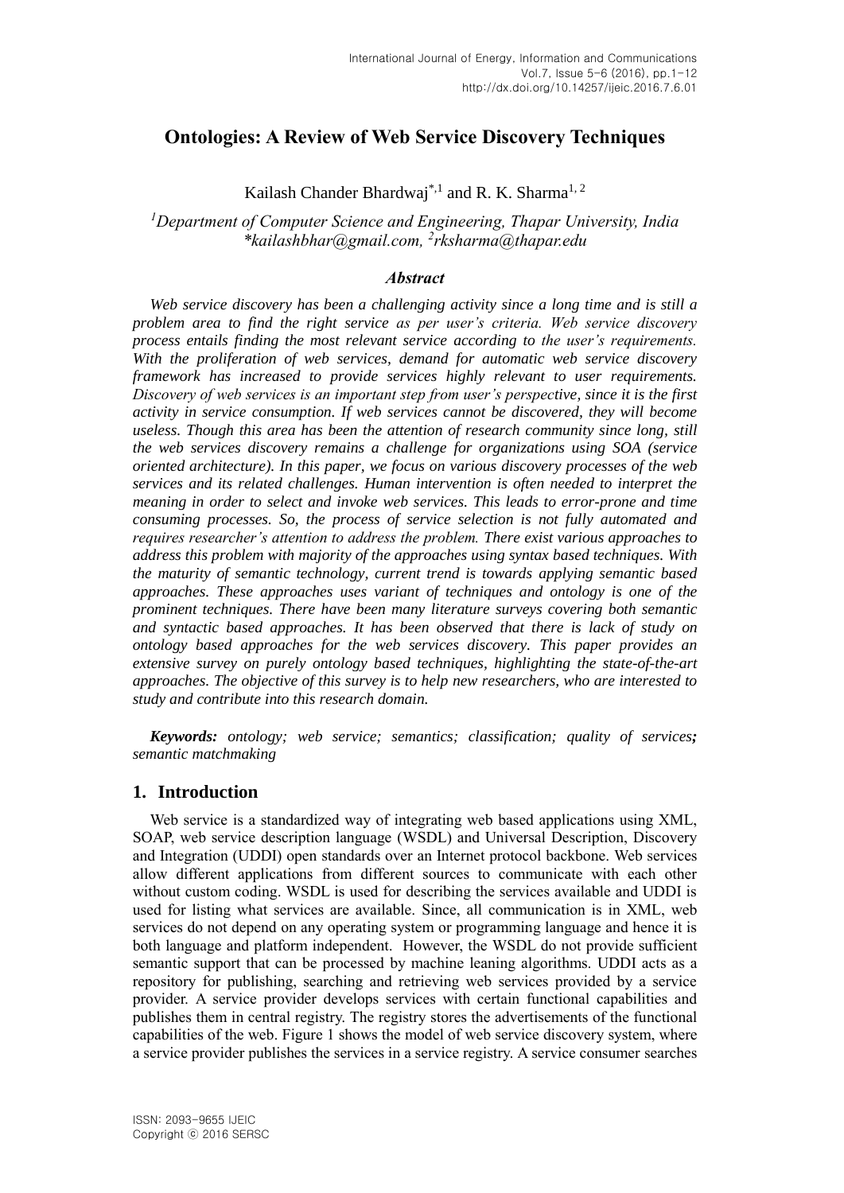# Ontologies: A Review of Web Service Discovery Techniques

Kailash Chander Bhardwaj[*,1] and R. K. Sharma[1, 2]

*[1]Department of Computer Science and Engineering, Thapar University, India*
*\*kailashbhar@gmail.com, [2]rksharma@thapar.edu*

### *Abstract*

*Web service discovery has been a challenging activity since a long time and is still a problem area to find the right service as per user's criteria. Web service discovery process entails finding the most relevant service according to the user's requirements. With the proliferation of web services, demand for automatic web service discovery framework has increased to provide services highly relevant to user requirements. Discovery of web services is an important step from user's perspective, since it is the first activity in service consumption. If web services cannot be discovered, they will become useless. Though this area has been the attention of research community since long, still the web services discovery remains a challenge for organizations using SOA (service oriented architecture). In this paper, we focus on various discovery processes of the web services and its related challenges. Human intervention is often needed to interpret the meaning in order to select and invoke web services. This leads to error-prone and time consuming processes. So, the process of service selection is not fully automated and requires researcher's attention to address the problem. There exist various approaches to address this problem with majority of the approaches using syntax based techniques. With the maturity of semantic technology, current trend is towards applying semantic based approaches. These approaches uses variant of techniques and ontology is one of the prominent techniques. There have been many literature surveys covering both semantic and syntactic based approaches. It has been observed that there is lack of study on ontology based approaches for the web services discovery. This paper provides an extensive survey on purely ontology based techniques, highlighting the state-of-the-art approaches. The objective of this survey is to help new researchers, who are interested to study and contribute into this research domain.*

***Keywords:*** *ontology; web service; semantics; classification; quality of services**;** semantic matchmaking*

## 1. Introduction

Web service is a standardized way of integrating web based applications using XML, SOAP, web service description language (WSDL) and Universal Description, Discovery and Integration (UDDI) open standards over an Internet protocol backbone. Web services allow different applications from different sources to communicate with each other without custom coding. WSDL is used for describing the services available and UDDI is used for listing what services are available. Since, all communication is in XML, web services do not depend on any operating system or programming language and hence it is both language and platform independent. However, the WSDL do not provide sufficient semantic support that can be processed by machine leaning algorithms. UDDI acts as a repository for publishing, searching and retrieving web services provided by a service provider. A service provider develops services with certain functional capabilities and publishes them in central registry. The registry stores the advertisements of the functional capabilities of the web. Figure 1 shows the model of web service discovery system, where a service provider publishes the services in a service registry. A service consumer searches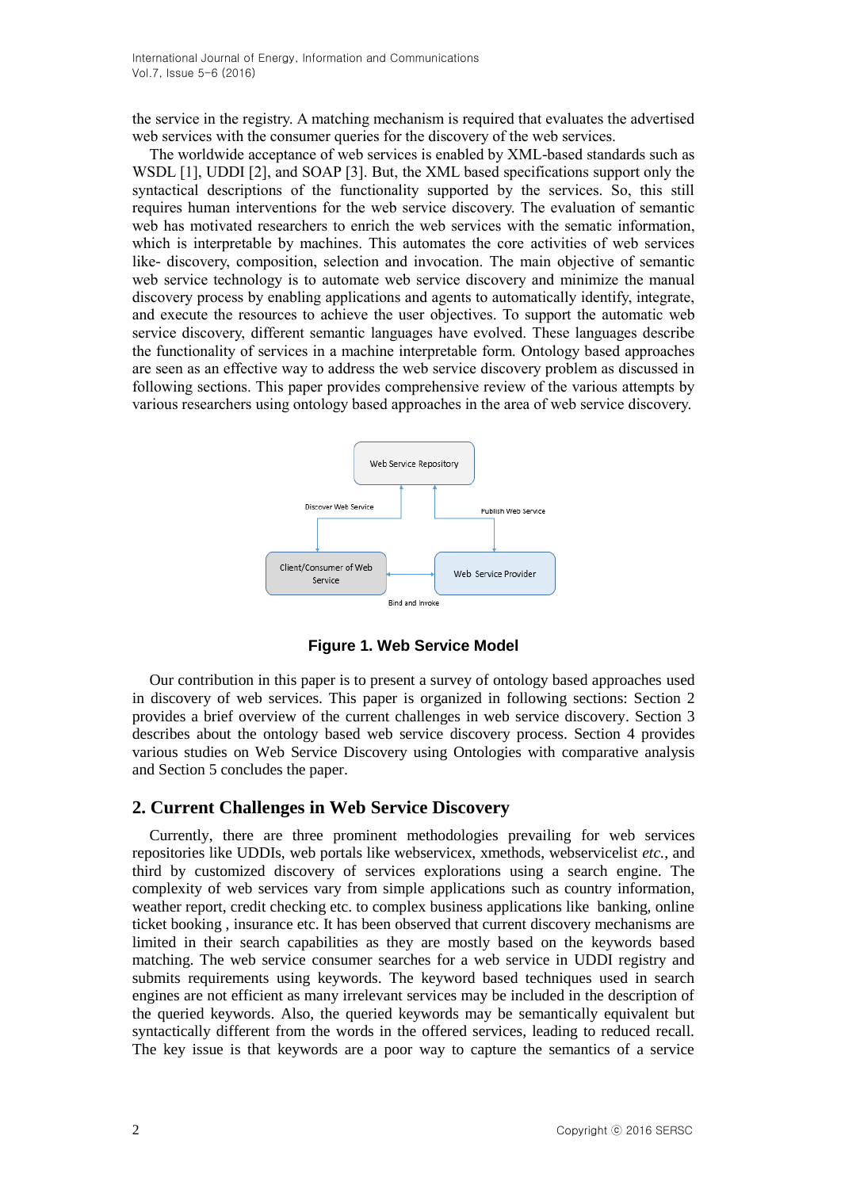the service in the registry. A matching mechanism is required that evaluates the advertised web services with the consumer queries for the discovery of the web services.

The worldwide acceptance of web services is enabled by XML-based standards such as WSDL [1], UDDI [2], and SOAP [3]. But, the XML based specifications support only the syntactical descriptions of the functionality supported by the services. So, this still requires human interventions for the web service discovery. The evaluation of semantic web has motivated researchers to enrich the web services with the sematic information, which is interpretable by machines. This automates the core activities of web services like- discovery, composition, selection and invocation. The main objective of semantic web service technology is to automate web service discovery and minimize the manual discovery process by enabling applications and agents to automatically identify, integrate, and execute the resources to achieve the user objectives. To support the automatic web service discovery, different semantic languages have evolved. These languages describe the functionality of services in a machine interpretable form. Ontology based approaches are seen as an effective way to address the web service discovery problem as discussed in following sections. This paper provides comprehensive review of the various attempts by various researchers using ontology based approaches in the area of web service discovery.

**Figure 1. Web Service Model**

Our contribution in this paper is to present a survey of ontology based approaches used in discovery of web services. This paper is organized in following sections: Section 2 provides a brief overview of the current challenges in web service discovery. Section 3 describes about the ontology based web service discovery process. Section 4 provides various studies on Web Service Discovery using Ontologies with comparative analysis and Section 5 concludes the paper.

## 2. Current Challenges in Web Service Discovery

Currently, there are three prominent methodologies prevailing for web services repositories like UDDIs, web portals like webservicex, xmethods, webservicelist *etc.*, and third by customized discovery of services explorations using a search engine. The complexity of web services vary from simple applications such as country information, weather report, credit checking etc. to complex business applications like banking, online ticket booking , insurance etc. It has been observed that current discovery mechanisms are limited in their search capabilities as they are mostly based on the keywords based matching. The web service consumer searches for a web service in UDDI registry and submits requirements using keywords. The keyword based techniques used in search engines are not efficient as many irrelevant services may be included in the description of the queried keywords. Also, the queried keywords may be semantically equivalent but syntactically different from the words in the offered services, leading to reduced recall. The key issue is that keywords are a poor way to capture the semantics of a service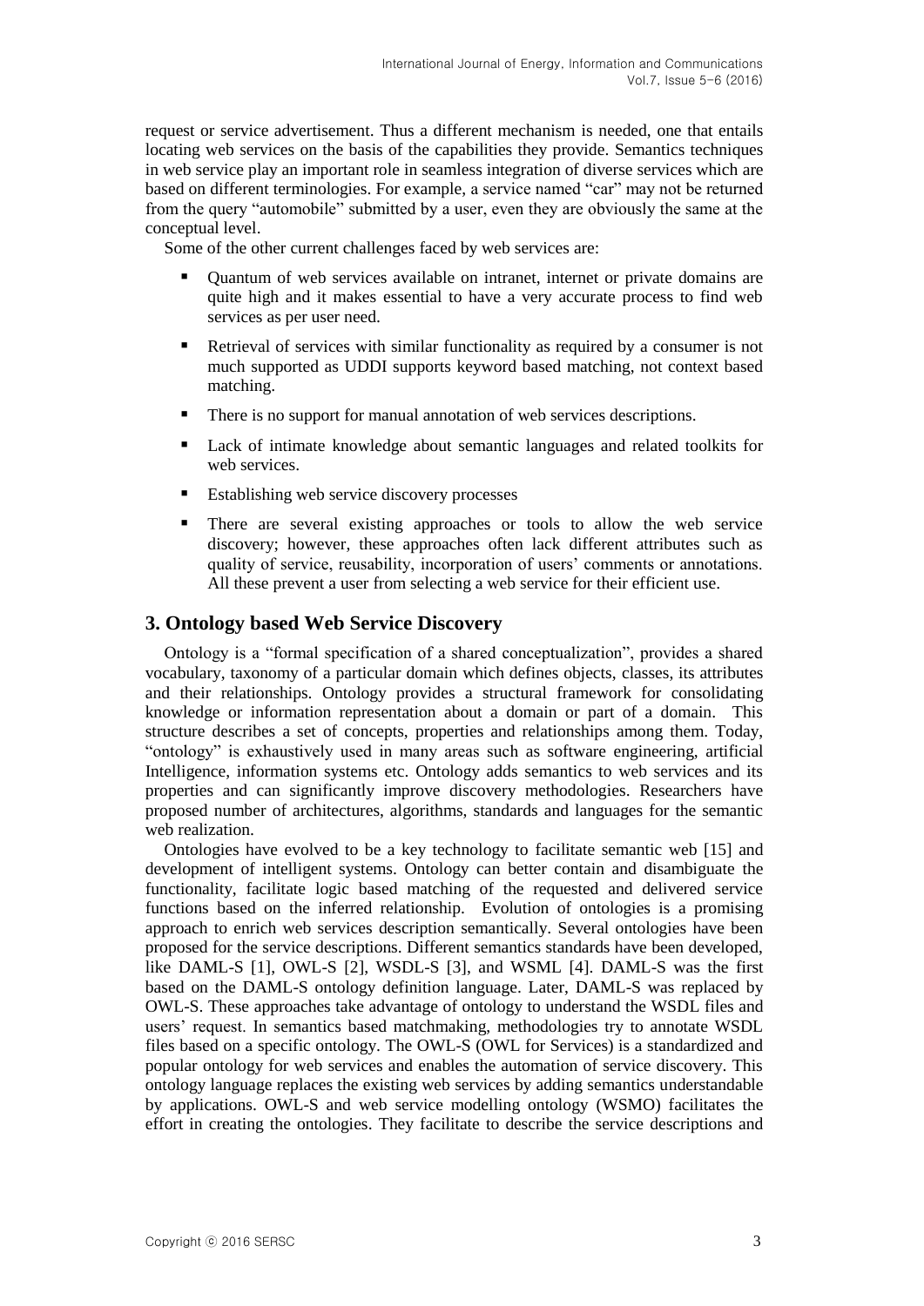request or service advertisement. Thus a different mechanism is needed, one that entails locating web services on the basis of the capabilities they provide. Semantics techniques in web service play an important role in seamless integration of diverse services which are based on different terminologies. For example, a service named "car" may not be returned from the query "automobile" submitted by a user, even they are obviously the same at the conceptual level.

Some of the other current challenges faced by web services are:

- Quantum of web services available on intranet, internet or private domains are quite high and it makes essential to have a very accurate process to find web services as per user need.
- Retrieval of services with similar functionality as required by a consumer is not much supported as UDDI supports keyword based matching, not context based matching.
- There is no support for manual annotation of web services descriptions.
- Lack of intimate knowledge about semantic languages and related toolkits for web services.
- Establishing web service discovery processes
- There are several existing approaches or tools to allow the web service discovery; however, these approaches often lack different attributes such as quality of service, reusability, incorporation of users' comments or annotations. All these prevent a user from selecting a web service for their efficient use.

## 3. Ontology based Web Service Discovery

Ontology is a "formal specification of a shared conceptualization", provides a shared vocabulary, taxonomy of a particular domain which defines objects, classes, its attributes and their relationships. Ontology provides a structural framework for consolidating knowledge or information representation about a domain or part of a domain. This structure describes a set of concepts, properties and relationships among them. Today, "ontology" is exhaustively used in many areas such as software engineering, artificial Intelligence, information systems etc. Ontology adds semantics to web services and its properties and can significantly improve discovery methodologies. Researchers have proposed number of architectures, algorithms, standards and languages for the semantic web realization.

Ontologies have evolved to be a key technology to facilitate semantic web [15] and development of intelligent systems. Ontology can better contain and disambiguate the functionality, facilitate logic based matching of the requested and delivered service functions based on the inferred relationship. Evolution of ontologies is a promising approach to enrich web services description semantically. Several ontologies have been proposed for the service descriptions. Different semantics standards have been developed, like DAML-S [1], OWL-S [2], WSDL-S [3], and WSML [4]. DAML-S was the first based on the DAML-S ontology definition language. Later, DAML-S was replaced by OWL-S. These approaches take advantage of ontology to understand the WSDL files and users' request. In semantics based matchmaking, methodologies try to annotate WSDL files based on a specific ontology. The OWL-S (OWL for Services) is a standardized and popular ontology for web services and enables the automation of service discovery. This ontology language replaces the existing web services by adding semantics understandable by applications. OWL-S and web service modelling ontology (WSMO) facilitates the effort in creating the ontologies. They facilitate to describe the service descriptions and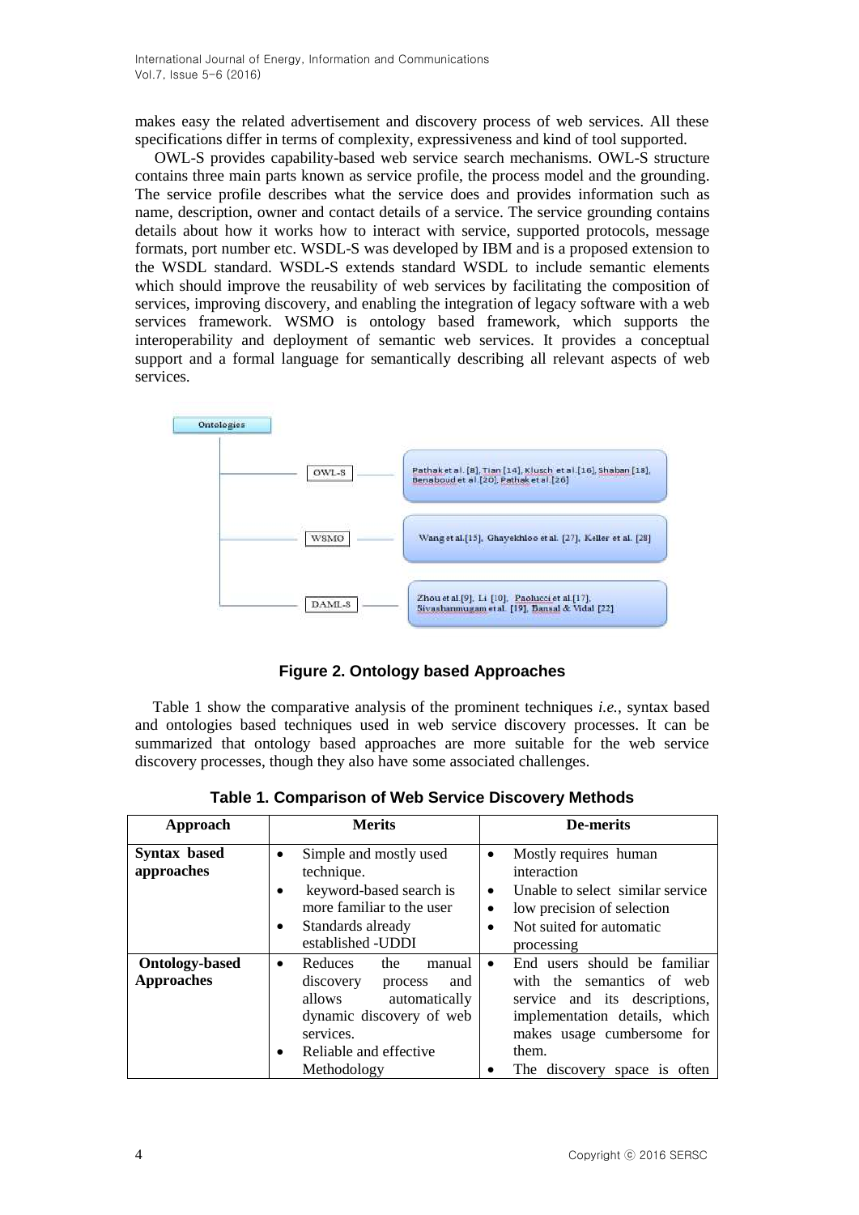makes easy the related advertisement and discovery process of web services. All these specifications differ in terms of complexity, expressiveness and kind of tool supported.

OWL-S provides capability-based web service search mechanisms. OWL-S structure contains three main parts known as service profile, the process model and the grounding. The service profile describes what the service does and provides information such as name, description, owner and contact details of a service. The service grounding contains details about how it works how to interact with service, supported protocols, message formats, port number etc. WSDL-S was developed by IBM and is a proposed extension to the WSDL standard. WSDL-S extends standard WSDL to include semantic elements which should improve the reusability of web services by facilitating the composition of services, improving discovery, and enabling the integration of legacy software with a web services framework. WSMO is ontology based framework, which supports the interoperability and deployment of semantic web services. It provides a conceptual support and a formal language for semantically describing all relevant aspects of web services.

Ontologies

OWL-S: Pathak et al. [8], Tian [14], Klusch et al. [16], Shaban [18], Benaboud et al. [20], Pathak et al. [26]

WSMO: Wang et al. [15], Ghayekhloo et al. [27], Keller et al. [28]

DAML-S: Zhou et al. [9], Li [10], Paolucci et al. [17], Sivashanmugam et al. [19], Bansal & Vidal [22]

**Figure 2. Ontology based Approaches**

Table 1 show the comparative analysis of the prominent techniques *i.e.*, syntax based and ontologies based techniques used in web service discovery processes. It can be summarized that ontology based approaches are more suitable for the web service discovery processes, though they also have some associated challenges.

**Table 1. Comparison of Web Service Discovery Methods**

| Approach | Merits | De-merits |
|---|---|---|
| **Syntax based approaches** | • Simple and mostly used technique.<br>• keyword-based search is more familiar to the user<br>• Standards already established -UDDI | • Mostly requires human interaction<br>• Unable to select similar service<br>• low precision of selection<br>• Not suited for automatic processing |
| **Ontology-based Approaches** | • Reduces the manual discovery process and allows automatically dynamic discovery of web services.<br>• Reliable and effective Methodology | • End users should be familiar with the semantics of web service and its descriptions, implementation details, which makes usage cumbersome for them.<br>• The discovery space is often |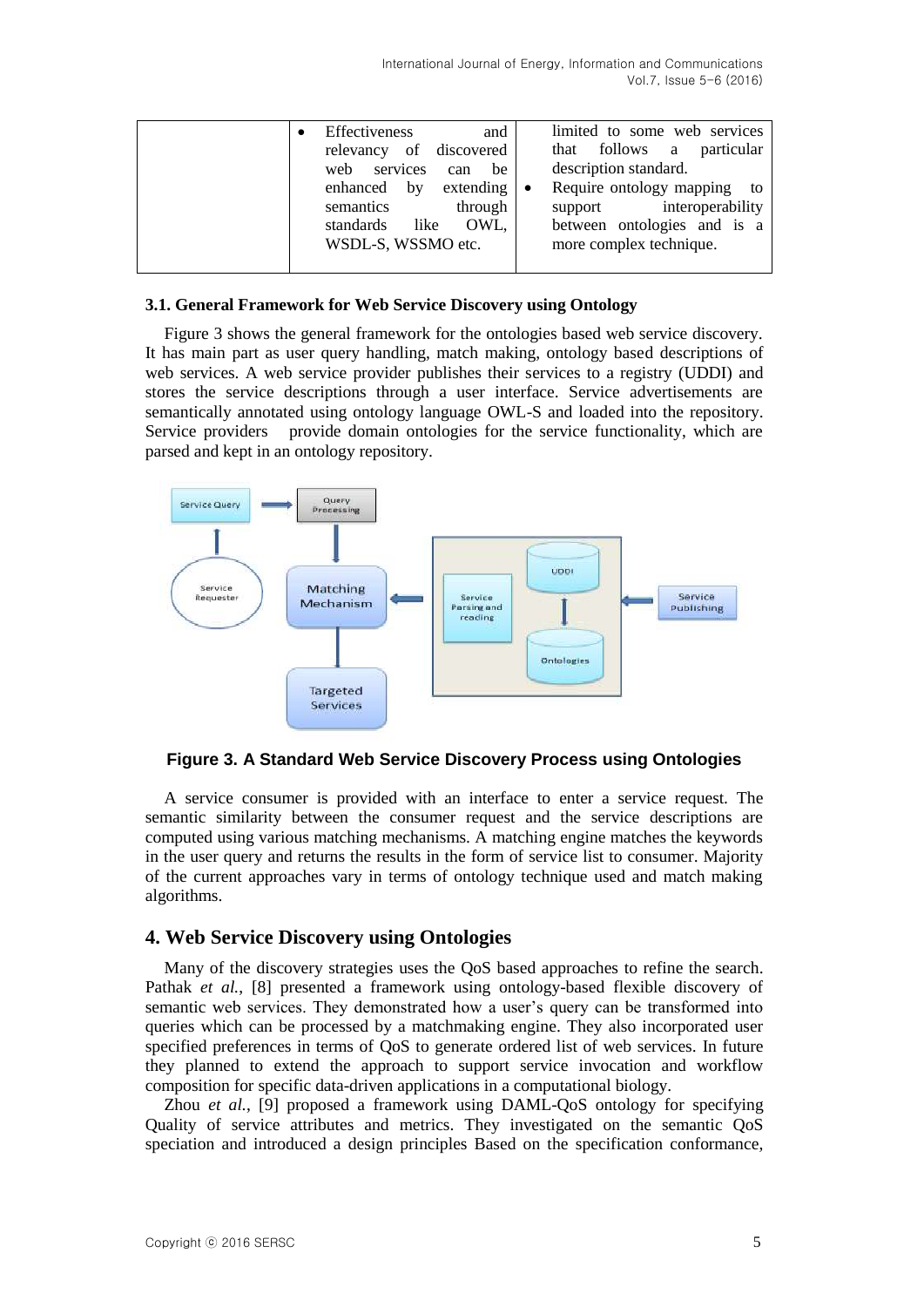| | • Effectiveness and relevancy of discovered web services can be enhanced by extending semantics through standards like OWL, WSDL-S, WSSMO etc. | limited to some web services that follows a particular description standard. <br>• Require ontology mapping to support interoperability between ontologies and is a more complex technique. |
|---|---|---|

### 3.1. General Framework for Web Service Discovery using Ontology

Figure 3 shows the general framework for the ontologies based web service discovery. It has main part as user query handling, match making, ontology based descriptions of web services. A web service provider publishes their services to a registry (UDDI) and stores the service descriptions through a user interface. Service advertisements are semantically annotated using ontology language OWL-S and loaded into the repository. Service providers provide domain ontologies for the service functionality, which are parsed and kept in an ontology repository.

**Figure 3. A Standard Web Service Discovery Process using Ontologies**

A service consumer is provided with an interface to enter a service request. The semantic similarity between the consumer request and the service descriptions are computed using various matching mechanisms. A matching engine matches the keywords in the user query and returns the results in the form of service list to consumer. Majority of the current approaches vary in terms of ontology technique used and match making algorithms.

## 4. Web Service Discovery using Ontologies

Many of the discovery strategies uses the QoS based approaches to refine the search. Pathak *et al.*, [8] presented a framework using ontology-based flexible discovery of semantic web services. They demonstrated how a user's query can be transformed into queries which can be processed by a matchmaking engine. They also incorporated user specified preferences in terms of QoS to generate ordered list of web services. In future they planned to extend the approach to support service invocation and workflow composition for specific data-driven applications in a computational biology.

Zhou *et al.*, [9] proposed a framework using DAML-QoS ontology for specifying Quality of service attributes and metrics. They investigated on the semantic QoS speciation and introduced a design principles Based on the specification conformance,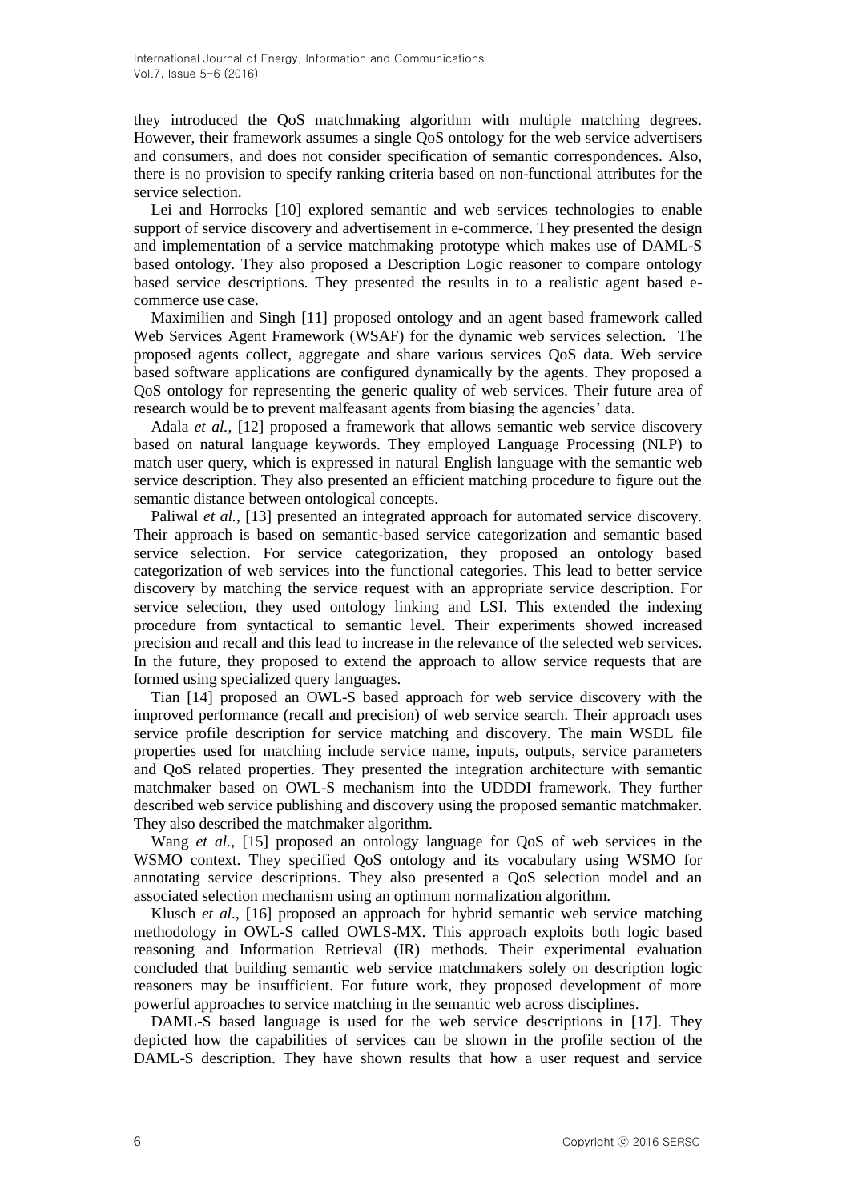they introduced the QoS matchmaking algorithm with multiple matching degrees. However, their framework assumes a single QoS ontology for the web service advertisers and consumers, and does not consider specification of semantic correspondences. Also, there is no provision to specify ranking criteria based on non-functional attributes for the service selection.

Lei and Horrocks [10] explored semantic and web services technologies to enable support of service discovery and advertisement in e-commerce. They presented the design and implementation of a service matchmaking prototype which makes use of DAML-S based ontology. They also proposed a Description Logic reasoner to compare ontology based service descriptions. They presented the results in to a realistic agent based e-commerce use case.

Maximilien and Singh [11] proposed ontology and an agent based framework called Web Services Agent Framework (WSAF) for the dynamic web services selection. The proposed agents collect, aggregate and share various services QoS data. Web service based software applications are configured dynamically by the agents. They proposed a QoS ontology for representing the generic quality of web services. Their future area of research would be to prevent malfeasant agents from biasing the agencies' data.

Adala *et al.*, [12] proposed a framework that allows semantic web service discovery based on natural language keywords. They employed Language Processing (NLP) to match user query, which is expressed in natural English language with the semantic web service description. They also presented an efficient matching procedure to figure out the semantic distance between ontological concepts.

Paliwal *et al.*, [13] presented an integrated approach for automated service discovery. Their approach is based on semantic-based service categorization and semantic based service selection. For service categorization, they proposed an ontology based categorization of web services into the functional categories. This lead to better service discovery by matching the service request with an appropriate service description. For service selection, they used ontology linking and LSI. This extended the indexing procedure from syntactical to semantic level. Their experiments showed increased precision and recall and this lead to increase in the relevance of the selected web services. In the future, they proposed to extend the approach to allow service requests that are formed using specialized query languages.

Tian [14] proposed an OWL-S based approach for web service discovery with the improved performance (recall and precision) of web service search. Their approach uses service profile description for service matching and discovery. The main WSDL file properties used for matching include service name, inputs, outputs, service parameters and QoS related properties. They presented the integration architecture with semantic matchmaker based on OWL-S mechanism into the UDDDI framework. They further described web service publishing and discovery using the proposed semantic matchmaker. They also described the matchmaker algorithm.

Wang *et al.*, [15] proposed an ontology language for QoS of web services in the WSMO context. They specified QoS ontology and its vocabulary using WSMO for annotating service descriptions. They also presented a QoS selection model and an associated selection mechanism using an optimum normalization algorithm.

Klusch *et al.*, [16] proposed an approach for hybrid semantic web service matching methodology in OWL-S called OWLS-MX. This approach exploits both logic based reasoning and Information Retrieval (IR) methods. Their experimental evaluation concluded that building semantic web service matchmakers solely on description logic reasoners may be insufficient. For future work, they proposed development of more powerful approaches to service matching in the semantic web across disciplines.

DAML-S based language is used for the web service descriptions in [17]. They depicted how the capabilities of services can be shown in the profile section of the DAML-S description. They have shown results that how a user request and service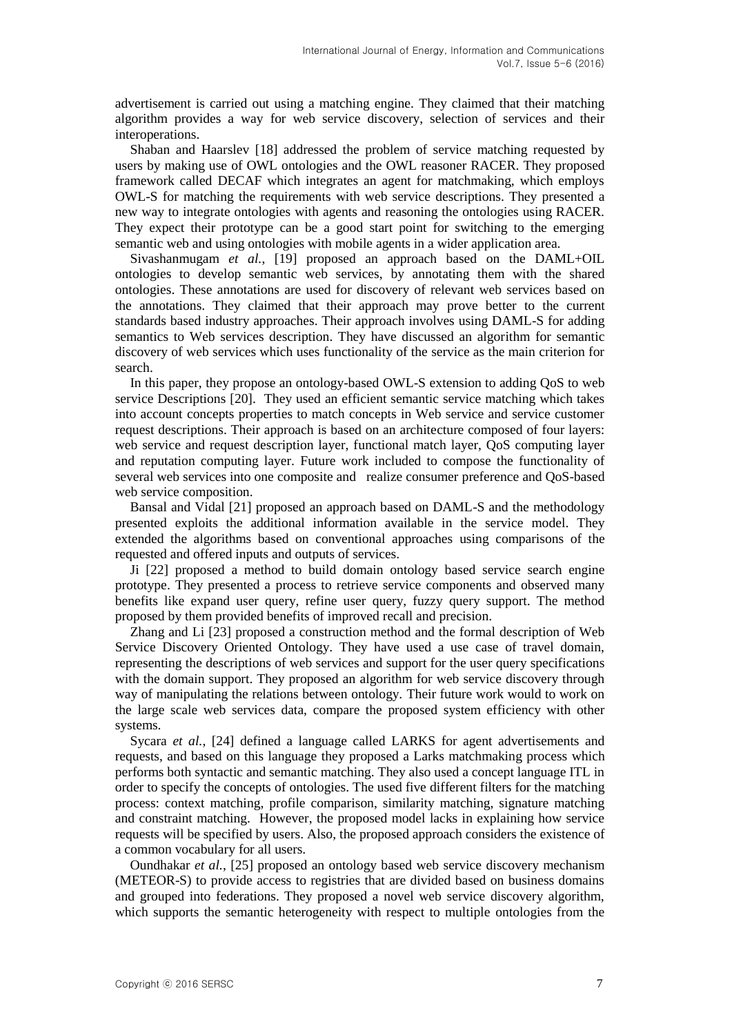advertisement is carried out using a matching engine. They claimed that their matching algorithm provides a way for web service discovery, selection of services and their interoperations.

Shaban and Haarslev [18] addressed the problem of service matching requested by users by making use of OWL ontologies and the OWL reasoner RACER. They proposed framework called DECAF which integrates an agent for matchmaking, which employs OWL-S for matching the requirements with web service descriptions. They presented a new way to integrate ontologies with agents and reasoning the ontologies using RACER. They expect their prototype can be a good start point for switching to the emerging semantic web and using ontologies with mobile agents in a wider application area.

Sivashanmugam *et al.*, [19] proposed an approach based on the DAML+OIL ontologies to develop semantic web services, by annotating them with the shared ontologies. These annotations are used for discovery of relevant web services based on the annotations. They claimed that their approach may prove better to the current standards based industry approaches. Their approach involves using DAML-S for adding semantics to Web services description. They have discussed an algorithm for semantic discovery of web services which uses functionality of the service as the main criterion for search.

In this paper, they propose an ontology-based OWL-S extension to adding QoS to web service Descriptions [20]. They used an efficient semantic service matching which takes into account concepts properties to match concepts in Web service and service customer request descriptions. Their approach is based on an architecture composed of four layers: web service and request description layer, functional match layer, QoS computing layer and reputation computing layer. Future work included to compose the functionality of several web services into one composite and realize consumer preference and QoS-based web service composition.

Bansal and Vidal [21] proposed an approach based on DAML-S and the methodology presented exploits the additional information available in the service model. They extended the algorithms based on conventional approaches using comparisons of the requested and offered inputs and outputs of services.

Ji [22] proposed a method to build domain ontology based service search engine prototype. They presented a process to retrieve service components and observed many benefits like expand user query, refine user query, fuzzy query support. The method proposed by them provided benefits of improved recall and precision.

Zhang and Li [23] proposed a construction method and the formal description of Web Service Discovery Oriented Ontology. They have used a use case of travel domain, representing the descriptions of web services and support for the user query specifications with the domain support. They proposed an algorithm for web service discovery through way of manipulating the relations between ontology. Their future work would to work on the large scale web services data, compare the proposed system efficiency with other systems.

Sycara *et al.*, [24] defined a language called LARKS for agent advertisements and requests, and based on this language they proposed a Larks matchmaking process which performs both syntactic and semantic matching. They also used a concept language ITL in order to specify the concepts of ontologies. The used five different filters for the matching process: context matching, profile comparison, similarity matching, signature matching and constraint matching. However, the proposed model lacks in explaining how service requests will be specified by users. Also, the proposed approach considers the existence of a common vocabulary for all users.

Oundhakar *et al.*, [25] proposed an ontology based web service discovery mechanism (METEOR-S) to provide access to registries that are divided based on business domains and grouped into federations. They proposed a novel web service discovery algorithm, which supports the semantic heterogeneity with respect to multiple ontologies from the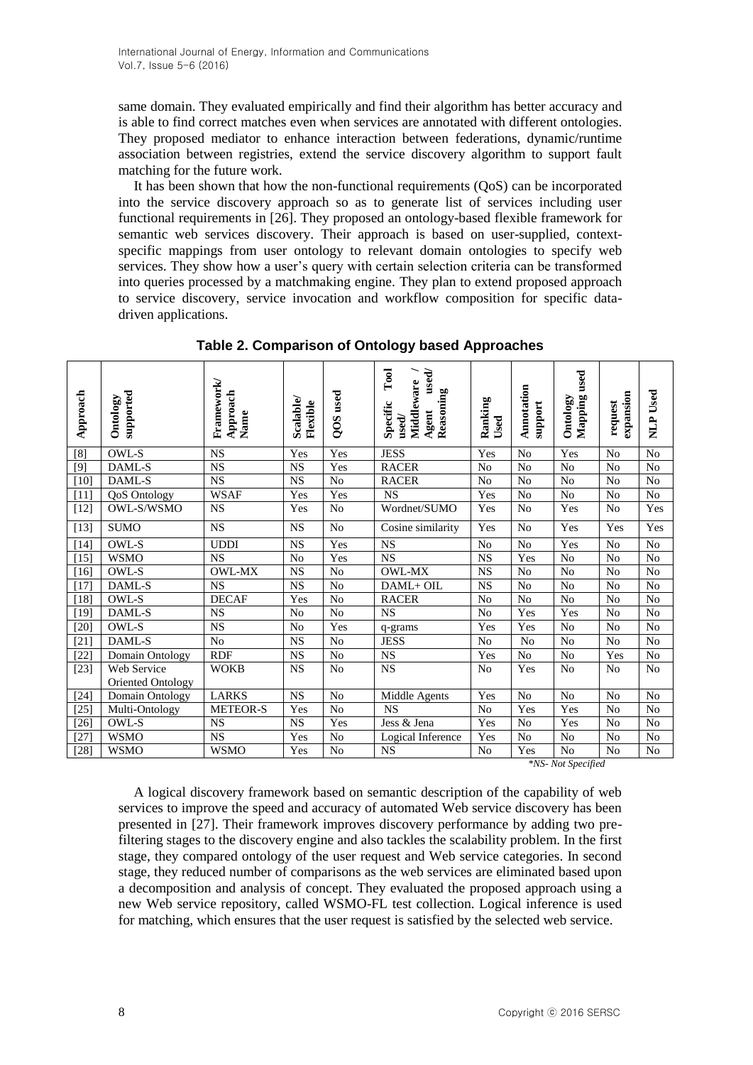same domain. They evaluated empirically and find their algorithm has better accuracy and is able to find correct matches even when services are annotated with different ontologies. They proposed mediator to enhance interaction between federations, dynamic/runtime association between registries, extend the service discovery algorithm to support fault matching for the future work.

It has been shown that how the non-functional requirements (QoS) can be incorporated into the service discovery approach so as to generate list of services including user functional requirements in [26]. They proposed an ontology-based flexible framework for semantic web services discovery. Their approach is based on user-supplied, context-specific mappings from user ontology to relevant domain ontologies to specify web services. They show how a user's query with certain selection criteria can be transformed into queries processed by a matchmaking engine. They plan to extend proposed approach to service discovery, service invocation and workflow composition for specific data-driven applications.

**Table 2. Comparison of Ontology based Approaches**

| Approach | Ontology supported | Framework/ Approach Name | Scalable/ Flexible | QOS used | Specific Tool used/ Middleware / Agent used/ Reasoning | Ranking Used | Annotation support | Ontology Mapping used | request expansion | NLP Used |
|---|---|---|---|---|---|---|---|---|---|---|
| [8] | OWL-S | NS | Yes | Yes | JESS | Yes | No | Yes | No | No |
| [9] | DAML-S | NS | NS | Yes | RACER | No | No | No | No | No |
| [10] | DAML-S | NS | NS | No | RACER | No | No | No | No | No |
| [11] | QoS Ontology | WSAF | Yes | Yes | NS | Yes | No | No | No | No |
| [12] | OWL-S/WSMO | NS | Yes | No | Wordnet/SUMO | Yes | No | Yes | No | Yes |
| [13] | SUMO | NS | NS | No | Cosine similarity | Yes | No | Yes | Yes | Yes |
| [14] | OWL-S | UDDI | NS | Yes | NS | No | No | Yes | No | No |
| [15] | WSMO | NS | No | Yes | NS | NS | Yes | No | No | No |
| [16] | OWL-S | OWL-MX | NS | No | OWL-MX | NS | No | No | No | No |
| [17] | DAML-S | NS | NS | No | DAML+ OIL | NS | No | No | No | No |
| [18] | OWL-S | DECAF | Yes | No | RACER | No | No | No | No | No |
| [19] | DAML-S | NS | No | No | NS | No | Yes | Yes | No | No |
| [20] | OWL-S | NS | No | Yes | q-grams | Yes | Yes | No | No | No |
| [21] | DAML-S | No | NS | No | JESS | No | No | No | No | No |
| [22] | Domain Ontology | RDF | NS | No | NS | Yes | No | No | Yes | No |
| [23] | Web Service Oriented Ontology | WOKB | NS | No | NS | No | Yes | No | No | No |
| [24] | Domain Ontology | LARKS | NS | No | Middle Agents | Yes | No | No | No | No |
| [25] | Multi-Ontology | METEOR-S | Yes | No | NS | No | Yes | Yes | No | No |
| [26] | OWL-S | NS | NS | Yes | Jess & Jena | Yes | No | Yes | No | No |
| [27] | WSMO | NS | Yes | No | Logical Inference | Yes | No | No | No | No |
| [28] | WSMO | WSMO | Yes | No | NS | No | Yes | No | No | No |

*\*NS- Not Specified*

A logical discovery framework based on semantic description of the capability of web services to improve the speed and accuracy of automated Web service discovery has been presented in [27]. Their framework improves discovery performance by adding two pre-filtering stages to the discovery engine and also tackles the scalability problem. In the first stage, they compared ontology of the user request and Web service categories. In second stage, they reduced number of comparisons as the web services are eliminated based upon a decomposition and analysis of concept. They evaluated the proposed approach using a new Web service repository, called WSMO-FL test collection. Logical inference is used for matching, which ensures that the user request is satisfied by the selected web service.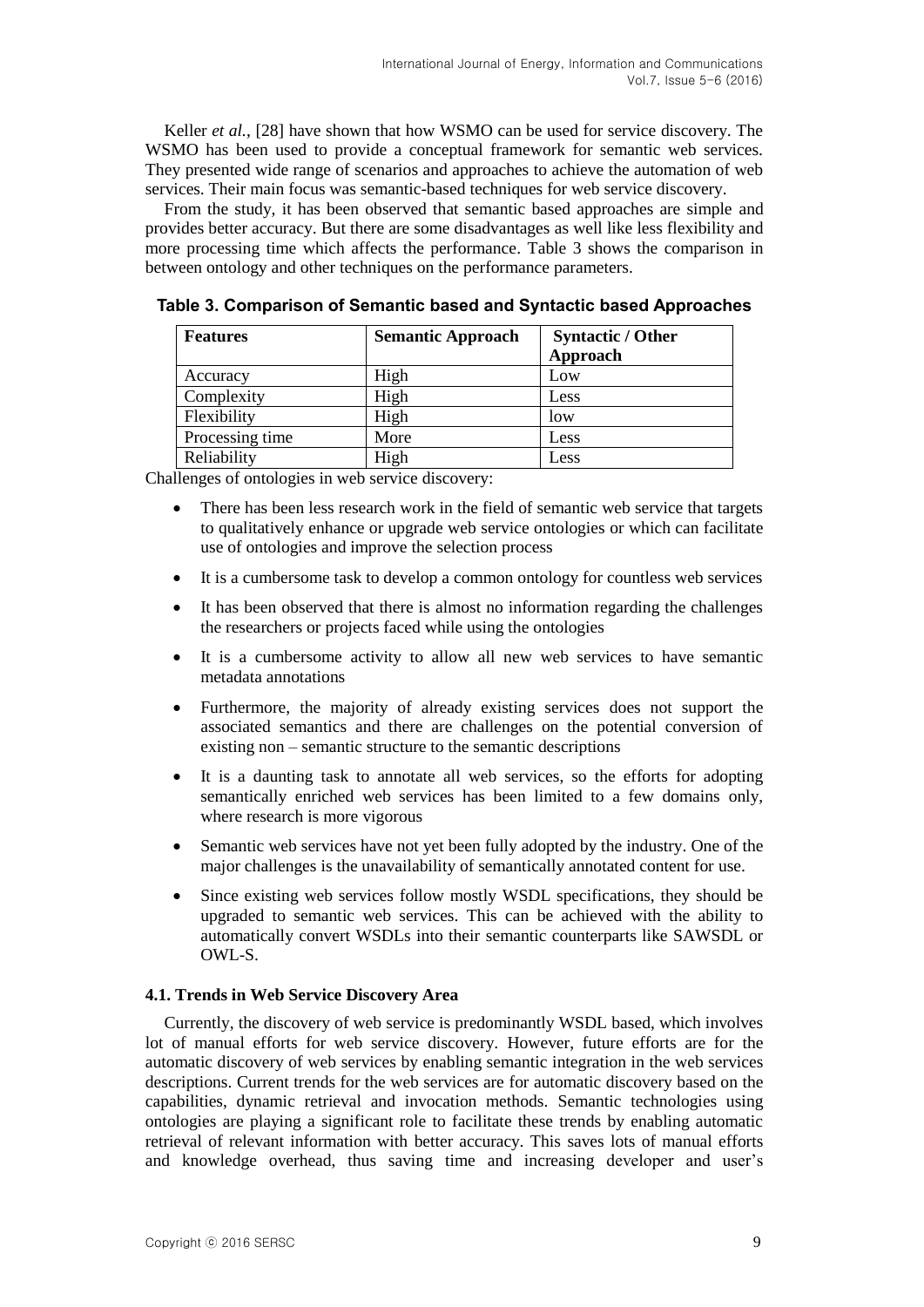Keller *et al.*, [28] have shown that how WSMO can be used for service discovery. The WSMO has been used to provide a conceptual framework for semantic web services. They presented wide range of scenarios and approaches to achieve the automation of web services. Their main focus was semantic-based techniques for web service discovery.

From the study, it has been observed that semantic based approaches are simple and provides better accuracy. But there are some disadvantages as well like less flexibility and more processing time which affects the performance. Table 3 shows the comparison in between ontology and other techniques on the performance parameters.

**Table 3. Comparison of Semantic based and Syntactic based Approaches**

| **Features** | **Semantic Approach** | **Syntactic / Other Approach** |
|---|---|---|
| Accuracy | High | Low |
| Complexity | High | Less |
| Flexibility | High | low |
| Processing time | More | Less |
| Reliability | High | Less |

Challenges of ontologies in web service discovery:

- There has been less research work in the field of semantic web service that targets to qualitatively enhance or upgrade web service ontologies or which can facilitate use of ontologies and improve the selection process
- It is a cumbersome task to develop a common ontology for countless web services
- It has been observed that there is almost no information regarding the challenges the researchers or projects faced while using the ontologies
- It is a cumbersome activity to allow all new web services to have semantic metadata annotations
- Furthermore, the majority of already existing services does not support the associated semantics and there are challenges on the potential conversion of existing non – semantic structure to the semantic descriptions
- It is a daunting task to annotate all web services, so the efforts for adopting semantically enriched web services has been limited to a few domains only, where research is more vigorous
- Semantic web services have not yet been fully adopted by the industry. One of the major challenges is the unavailability of semantically annotated content for use.
- Since existing web services follow mostly WSDL specifications, they should be upgraded to semantic web services. This can be achieved with the ability to automatically convert WSDLs into their semantic counterparts like SAWSDL or OWL-S.

### 4.1. Trends in Web Service Discovery Area

Currently, the discovery of web service is predominantly WSDL based, which involves lot of manual efforts for web service discovery. However, future efforts are for the automatic discovery of web services by enabling semantic integration in the web services descriptions. Current trends for the web services are for automatic discovery based on the capabilities, dynamic retrieval and invocation methods. Semantic technologies using ontologies are playing a significant role to facilitate these trends by enabling automatic retrieval of relevant information with better accuracy. This saves lots of manual efforts and knowledge overhead, thus saving time and increasing developer and user's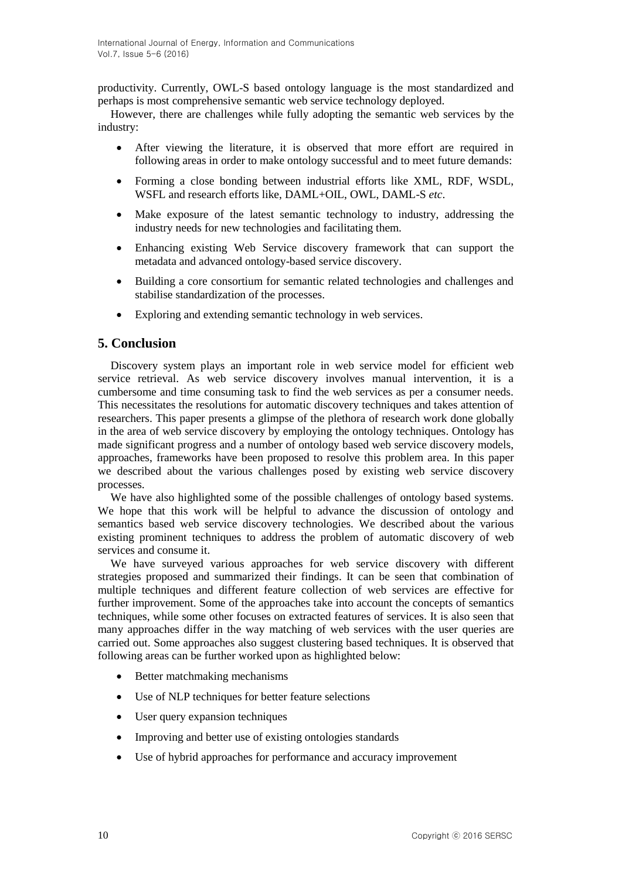productivity. Currently, OWL-S based ontology language is the most standardized and perhaps is most comprehensive semantic web service technology deployed.

However, there are challenges while fully adopting the semantic web services by the industry:

- After viewing the literature, it is observed that more effort are required in following areas in order to make ontology successful and to meet future demands:
- Forming a close bonding between industrial efforts like XML, RDF, WSDL, WSFL and research efforts like, DAML+OIL, OWL, DAML-S *etc*.
- Make exposure of the latest semantic technology to industry, addressing the industry needs for new technologies and facilitating them.
- Enhancing existing Web Service discovery framework that can support the metadata and advanced ontology-based service discovery.
- Building a core consortium for semantic related technologies and challenges and stabilise standardization of the processes.
- Exploring and extending semantic technology in web services.

## 5. Conclusion

Discovery system plays an important role in web service model for efficient web service retrieval. As web service discovery involves manual intervention, it is a cumbersome and time consuming task to find the web services as per a consumer needs. This necessitates the resolutions for automatic discovery techniques and takes attention of researchers. This paper presents a glimpse of the plethora of research work done globally in the area of web service discovery by employing the ontology techniques. Ontology has made significant progress and a number of ontology based web service discovery models, approaches, frameworks have been proposed to resolve this problem area. In this paper we described about the various challenges posed by existing web service discovery processes.

We have also highlighted some of the possible challenges of ontology based systems. We hope that this work will be helpful to advance the discussion of ontology and semantics based web service discovery technologies. We described about the various existing prominent techniques to address the problem of automatic discovery of web services and consume it.

We have surveyed various approaches for web service discovery with different strategies proposed and summarized their findings. It can be seen that combination of multiple techniques and different feature collection of web services are effective for further improvement. Some of the approaches take into account the concepts of semantics techniques, while some other focuses on extracted features of services. It is also seen that many approaches differ in the way matching of web services with the user queries are carried out. Some approaches also suggest clustering based techniques. It is observed that following areas can be further worked upon as highlighted below:

- Better matchmaking mechanisms
- Use of NLP techniques for better feature selections
- User query expansion techniques
- Improving and better use of existing ontologies standards
- Use of hybrid approaches for performance and accuracy improvement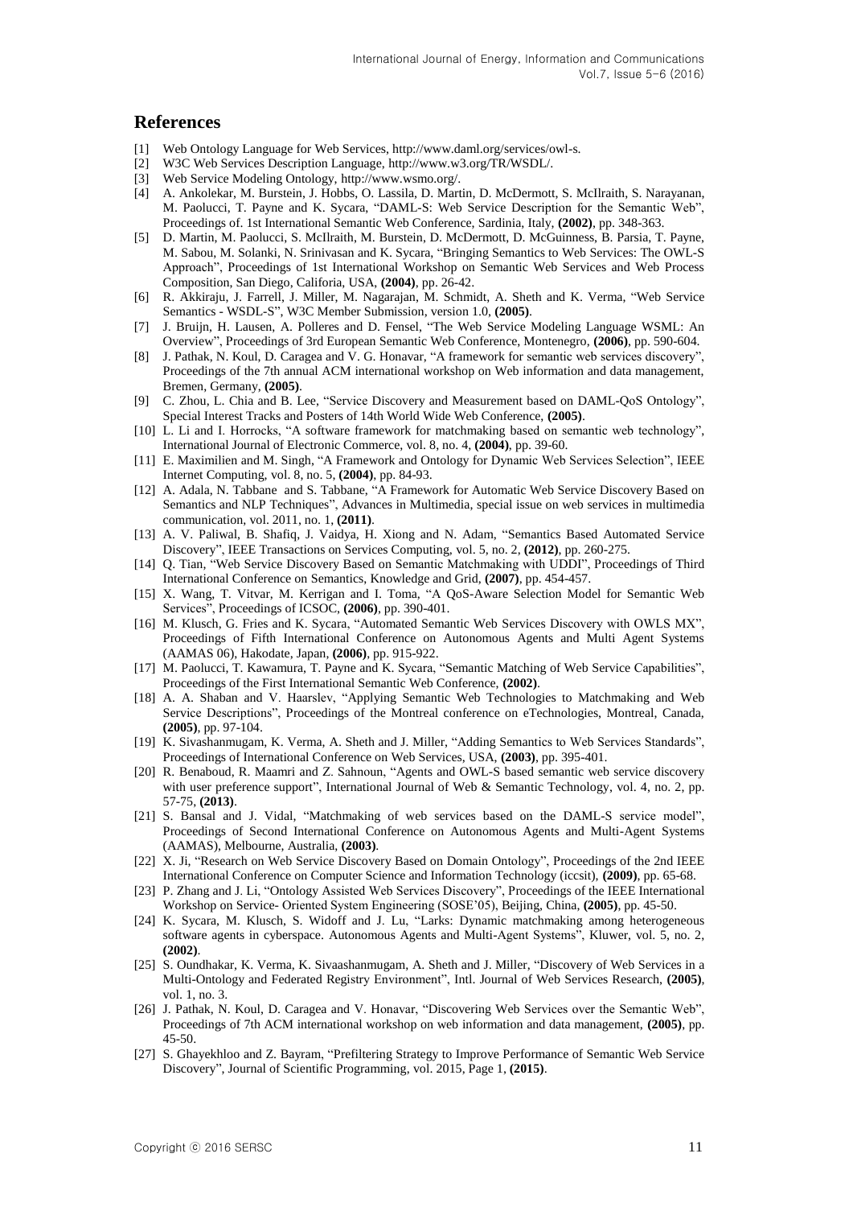## References

[1] Web Ontology Language for Web Services, http://www.daml.org/services/owl-s.

[2] W3C Web Services Description Language, http://www.w3.org/TR/WSDL/.

[3] Web Service Modeling Ontology, http://www.wsmo.org/.

[4] A. Ankolekar, M. Burstein, J. Hobbs, O. Lassila, D. Martin, D. McDermott, S. McIlraith, S. Narayanan, M. Paolucci, T. Payne and K. Sycara, "DAML-S: Web Service Description for the Semantic Web", Proceedings of. 1st International Semantic Web Conference, Sardinia, Italy, **(2002)**, pp. 348-363.

[5] D. Martin, M. Paolucci, S. McIlraith, M. Burstein, D. McDermott, D. McGuinness, B. Parsia, T. Payne, M. Sabou, M. Solanki, N. Srinivasan and K. Sycara, "Bringing Semantics to Web Services: The OWL-S Approach", Proceedings of 1st International Workshop on Semantic Web Services and Web Process Composition, San Diego, Califoria, USA, **(2004)**, pp. 26-42.

[6] R. Akkiraju, J. Farrell, J. Miller, M. Nagarajan, M. Schmidt, A. Sheth and K. Verma, "Web Service Semantics - WSDL-S", W3C Member Submission, version 1.0, **(2005)**.

[7] J. Bruijn, H. Lausen, A. Polleres and D. Fensel, "The Web Service Modeling Language WSML: An Overview", Proceedings of 3rd European Semantic Web Conference, Montenegro, **(2006)**, pp. 590-604.

[8] J. Pathak, N. Koul, D. Caragea and V. G. Honavar, "A framework for semantic web services discovery", Proceedings of the 7th annual ACM international workshop on Web information and data management, Bremen, Germany, **(2005)**.

[9] C. Zhou, L. Chia and B. Lee, "Service Discovery and Measurement based on DAML-QoS Ontology", Special Interest Tracks and Posters of 14th World Wide Web Conference, **(2005)**.

[10] L. Li and I. Horrocks, "A software framework for matchmaking based on semantic web technology", International Journal of Electronic Commerce, vol. 8, no. 4, **(2004)**, pp. 39-60.

[11] E. Maximilien and M. Singh, "A Framework and Ontology for Dynamic Web Services Selection", IEEE Internet Computing, vol. 8, no. 5, **(2004)**, pp. 84-93.

[12] A. Adala, N. Tabbane and S. Tabbane, "A Framework for Automatic Web Service Discovery Based on Semantics and NLP Techniques", Advances in Multimedia, special issue on web services in multimedia communication, vol. 2011, no. 1, **(2011)**.

[13] A. V. Paliwal, B. Shafiq, J. Vaidya, H. Xiong and N. Adam, "Semantics Based Automated Service Discovery", IEEE Transactions on Services Computing, vol. 5, no. 2, **(2012)**, pp. 260-275.

[14] Q. Tian, "Web Service Discovery Based on Semantic Matchmaking with UDDI", Proceedings of Third International Conference on Semantics, Knowledge and Grid, **(2007)**, pp. 454-457.

[15] X. Wang, T. Vitvar, M. Kerrigan and I. Toma, "A QoS-Aware Selection Model for Semantic Web Services", Proceedings of ICSOC, **(2006)**, pp. 390-401.

[16] M. Klusch, G. Fries and K. Sycara, "Automated Semantic Web Services Discovery with OWLS MX", Proceedings of Fifth International Conference on Autonomous Agents and Multi Agent Systems (AAMAS 06), Hakodate, Japan, **(2006)**, pp. 915-922.

[17] M. Paolucci, T. Kawamura, T. Payne and K. Sycara, "Semantic Matching of Web Service Capabilities", Proceedings of the First International Semantic Web Conference, **(2002)**.

[18] A. A. Shaban and V. Haarslev, "Applying Semantic Web Technologies to Matchmaking and Web Service Descriptions", Proceedings of the Montreal conference on eTechnologies, Montreal, Canada, **(2005)**, pp. 97-104.

[19] K. Sivashanmugam, K. Verma, A. Sheth and J. Miller, "Adding Semantics to Web Services Standards", Proceedings of International Conference on Web Services, USA, **(2003)**, pp. 395-401.

[20] R. Benaboud, R. Maamri and Z. Sahnoun, "Agents and OWL-S based semantic web service discovery with user preference support", International Journal of Web & Semantic Technology, vol. 4, no. 2, pp. 57-75, **(2013)**.

[21] S. Bansal and J. Vidal, "Matchmaking of web services based on the DAML-S service model", Proceedings of Second International Conference on Autonomous Agents and Multi-Agent Systems (AAMAS), Melbourne, Australia, **(2003)**.

[22] X. Ji, "Research on Web Service Discovery Based on Domain Ontology", Proceedings of the 2nd IEEE International Conference on Computer Science and Information Technology (iccsit), **(2009)**, pp. 65-68.

[23] P. Zhang and J. Li, "Ontology Assisted Web Services Discovery", Proceedings of the IEEE International Workshop on Service- Oriented System Engineering (SOSE'05), Beijing, China, **(2005)**, pp. 45-50.

[24] K. Sycara, M. Klusch, S. Widoff and J. Lu, "Larks: Dynamic matchmaking among heterogeneous software agents in cyberspace. Autonomous Agents and Multi-Agent Systems", Kluwer, vol. 5, no. 2, **(2002)**.

[25] S. Oundhakar, K. Verma, K. Sivaashanmugam, A. Sheth and J. Miller, "Discovery of Web Services in a Multi-Ontology and Federated Registry Environment", Intl. Journal of Web Services Research, **(2005)**, vol. 1, no. 3.

[26] J. Pathak, N. Koul, D. Caragea and V. Honavar, "Discovering Web Services over the Semantic Web", Proceedings of 7th ACM international workshop on web information and data management, **(2005)**, pp. 45-50.

[27] S. Ghayekhloo and Z. Bayram, "Prefiltering Strategy to Improve Performance of Semantic Web Service Discovery", Journal of Scientific Programming, vol. 2015, Page 1, **(2015)**.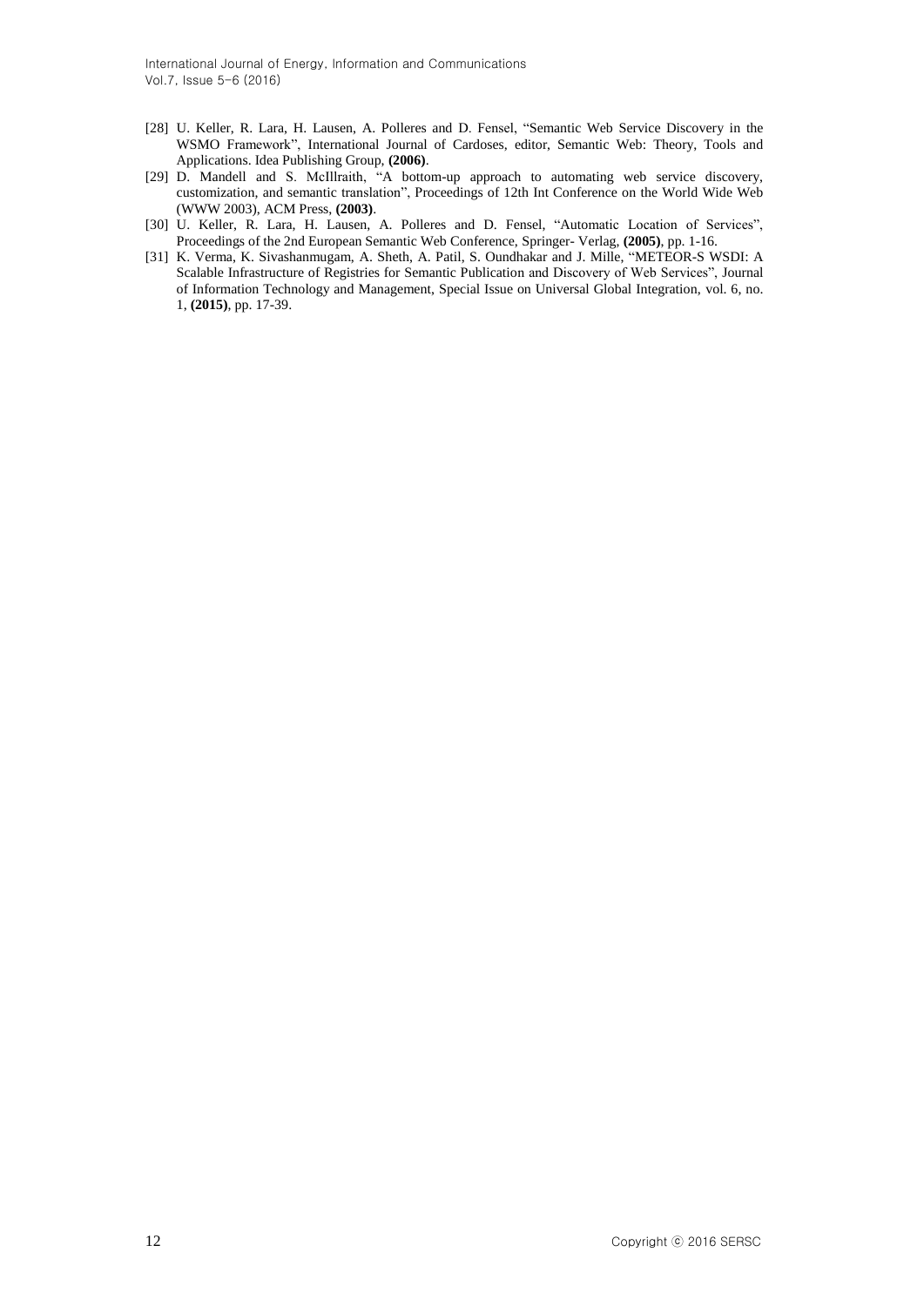[28] U. Keller, R. Lara, H. Lausen, A. Polleres and D. Fensel, "Semantic Web Service Discovery in the WSMO Framework", International Journal of Cardoses, editor, Semantic Web: Theory, Tools and Applications. Idea Publishing Group, **(2006)**.

[29] D. Mandell and S. McIllraith, "A bottom-up approach to automating web service discovery, customization, and semantic translation", Proceedings of 12th Int Conference on the World Wide Web (WWW 2003), ACM Press, **(2003)**.

[30] U. Keller, R. Lara, H. Lausen, A. Polleres and D. Fensel, "Automatic Location of Services", Proceedings of the 2nd European Semantic Web Conference, Springer- Verlag, **(2005)**, pp. 1-16.

[31] K. Verma, K. Sivashanmugam, A. Sheth, A. Patil, S. Oundhakar and J. Mille, "METEOR-S WSDI: A Scalable Infrastructure of Registries for Semantic Publication and Discovery of Web Services", Journal of Information Technology and Management, Special Issue on Universal Global Integration, vol. 6, no. 1, **(2015)**, pp. 17-39.